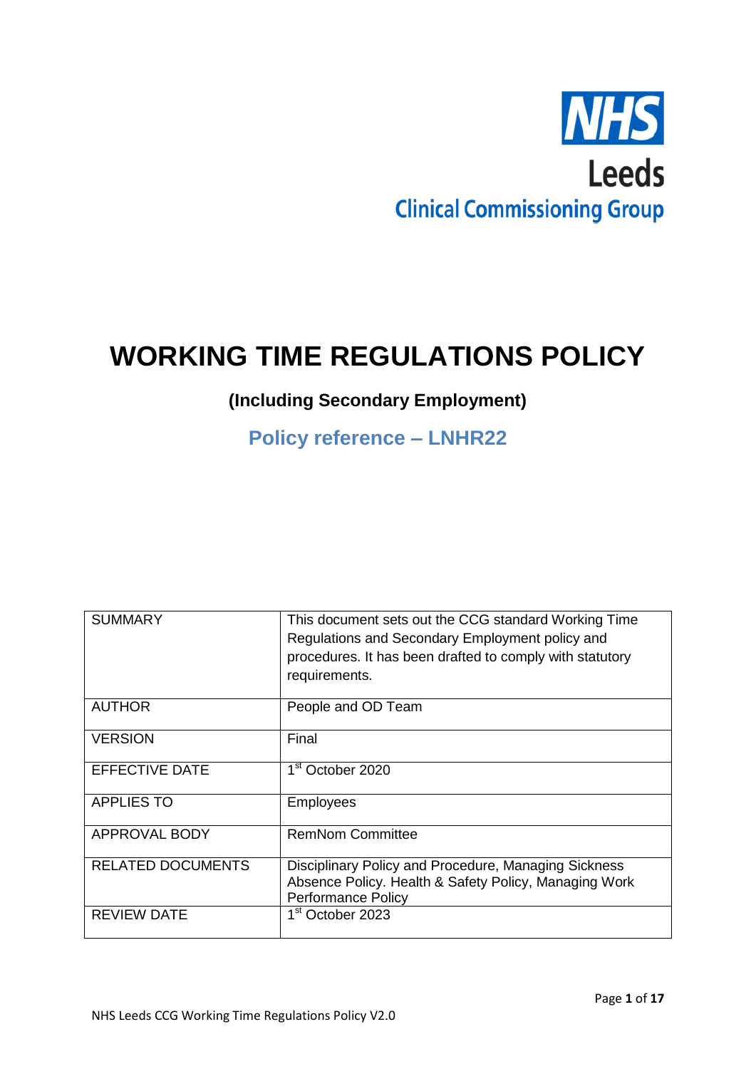NHS Leeds Clinical Commissioning Group

# WORKING TIME REGULATIONS POLICY

## (Including Secondary Employment)

## Policy reference – LNHR22

| SUMMARY | This document sets out the CCG standard Working Time Regulations and Secondary Employment policy and procedures. It has been drafted to comply with statutory requirements. |
|---|---|
| AUTHOR | People and OD Team |
| VERSION | Final |
| EFFECTIVE DATE | 1st October 2020 |
| APPLIES TO | Employees |
| APPROVAL BODY | RemNom Committee |
| RELATED DOCUMENTS | Disciplinary Policy and Procedure, Managing Sickness Absence Policy. Health & Safety Policy, Managing Work Performance Policy |
| REVIEW DATE | 1st October 2023 |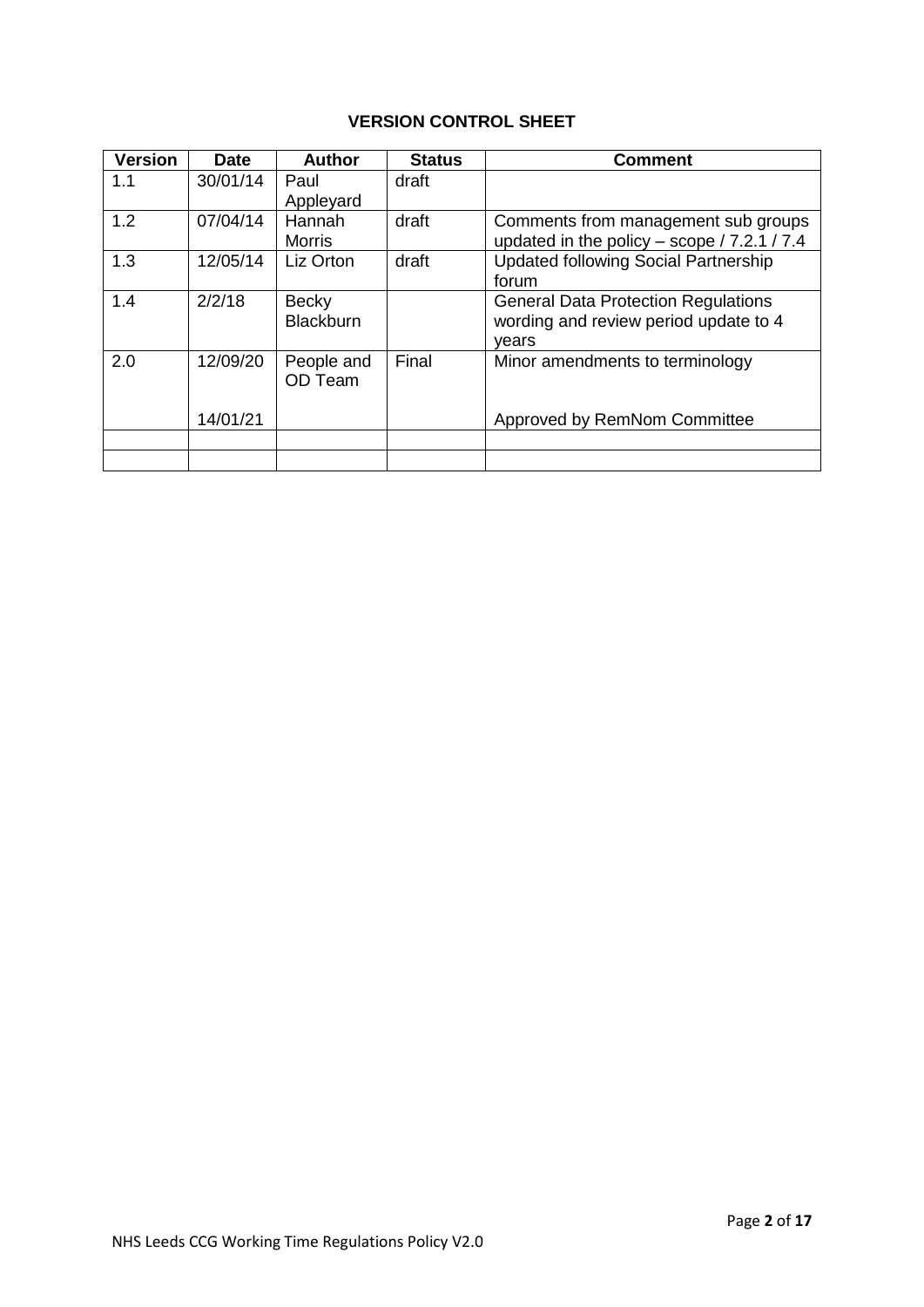**VERSION CONTROL SHEET**

| Version | Date | Author | Status | Comment |
|---|---|---|---|---|
| 1.1 | 30/01/14 | Paul Appleyard | draft | |
| 1.2 | 07/04/14 | Hannah Morris | draft | Comments from management sub groups updated in the policy – scope / 7.2.1 / 7.4 |
| 1.3 | 12/05/14 | Liz Orton | draft | Updated following Social Partnership forum |
| 1.4 | 2/2/18 | Becky Blackburn | | General Data Protection Regulations wording and review period update to 4 years |
| 2.0 | 12/09/20<br><br>14/01/21 | People and OD Team | Final | Minor amendments to terminology<br><br>Approved by RemNom Committee |
| | | | | |
| | | | | |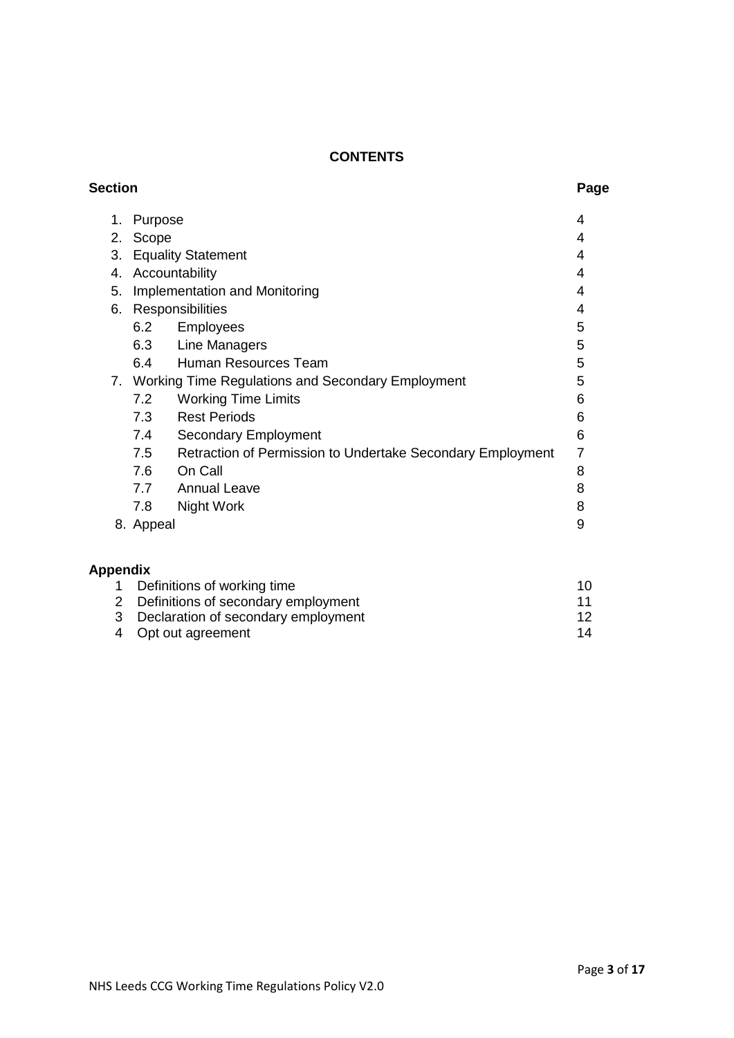# CONTENTS

| Section | | Page |
|---|---|---|
| 1. | Purpose | 4 |
| 2. | Scope | 4 |
| 3. | Equality Statement | 4 |
| 4. | Accountability | 4 |
| 5. | Implementation and Monitoring | 4 |
| 6. | Responsibilities | 4 |
| 6.2 | Employees | 5 |
| 6.3 | Line Managers | 5 |
| 6.4 | Human Resources Team | 5 |
| 7. | Working Time Regulations and Secondary Employment | 5 |
| 7.2 | Working Time Limits | 6 |
| 7.3 | Rest Periods | 6 |
| 7.4 | Secondary Employment | 6 |
| 7.5 | Retraction of Permission to Undertake Secondary Employment | 7 |
| 7.6 | On Call | 8 |
| 7.7 | Annual Leave | 8 |
| 7.8 | Night Work | 8 |
| 8. | Appeal | 9 |

**Appendix**

| | | |
|---|---|---|
| 1 | Definitions of working time | 10 |
| 2 | Definitions of secondary employment | 11 |
| 3 | Declaration of secondary employment | 12 |
| 4 | Opt out agreement | 14 |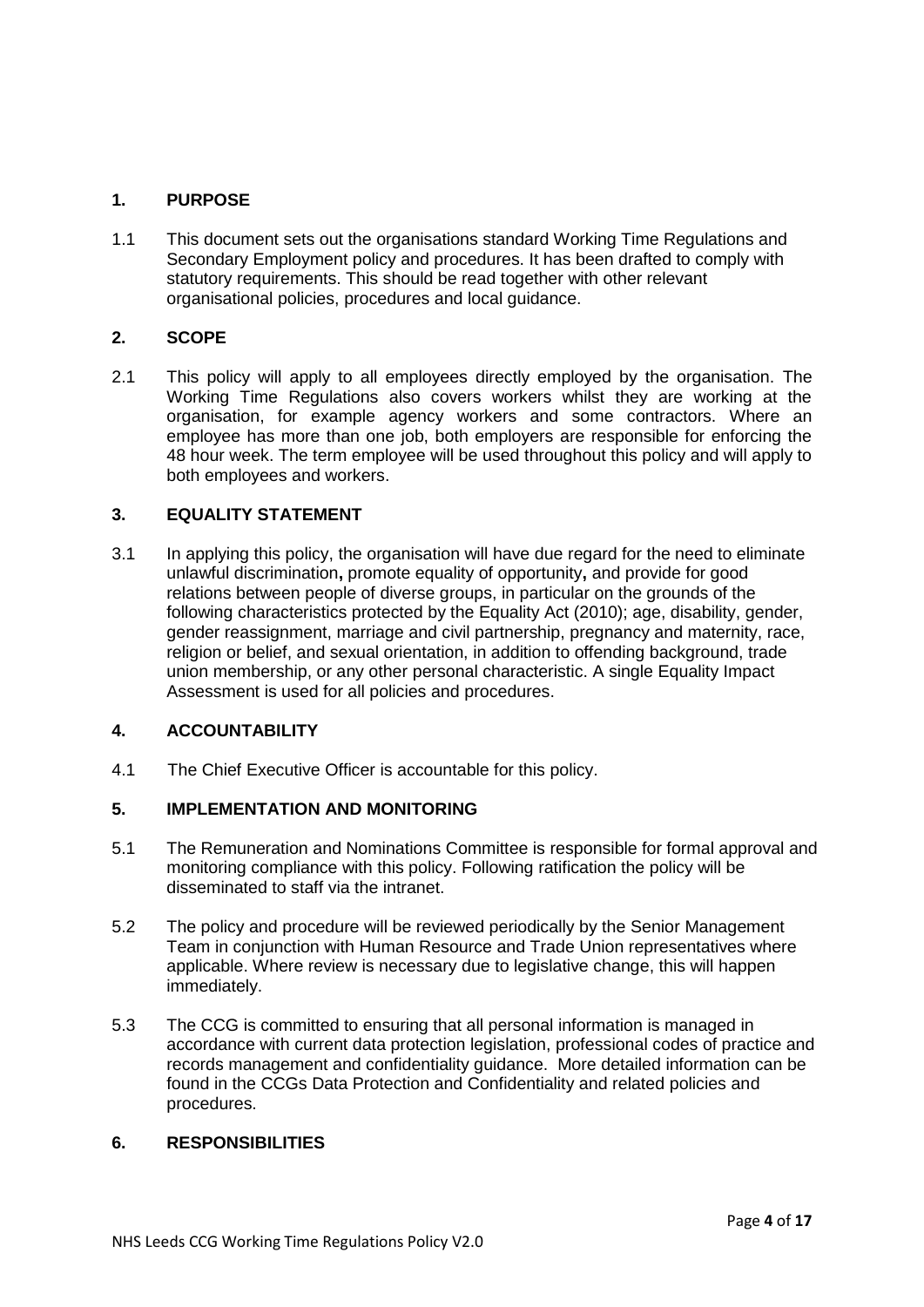## 1. PURPOSE

1.1 This document sets out the organisations standard Working Time Regulations and Secondary Employment policy and procedures. It has been drafted to comply with statutory requirements. This should be read together with other relevant organisational policies, procedures and local guidance.

## 2. SCOPE

2.1 This policy will apply to all employees directly employed by the organisation. The Working Time Regulations also covers workers whilst they are working at the organisation, for example agency workers and some contractors. Where an employee has more than one job, both employers are responsible for enforcing the 48 hour week. The term employee will be used throughout this policy and will apply to both employees and workers.

## 3. EQUALITY STATEMENT

3.1 In applying this policy, the organisation will have due regard for the need to eliminate unlawful discrimination**,** promote equality of opportunity**,** and provide for good relations between people of diverse groups, in particular on the grounds of the following characteristics protected by the Equality Act (2010); age, disability, gender, gender reassignment, marriage and civil partnership, pregnancy and maternity, race, religion or belief, and sexual orientation, in addition to offending background, trade union membership, or any other personal characteristic. A single Equality Impact Assessment is used for all policies and procedures.

## 4. ACCOUNTABILITY

4.1 The Chief Executive Officer is accountable for this policy.

## 5. IMPLEMENTATION AND MONITORING

5.1 The Remuneration and Nominations Committee is responsible for formal approval and monitoring compliance with this policy. Following ratification the policy will be disseminated to staff via the intranet.

5.2 The policy and procedure will be reviewed periodically by the Senior Management Team in conjunction with Human Resource and Trade Union representatives where applicable. Where review is necessary due to legislative change, this will happen immediately.

5.3 The CCG is committed to ensuring that all personal information is managed in accordance with current data protection legislation, professional codes of practice and records management and confidentiality guidance. More detailed information can be found in the CCGs Data Protection and Confidentiality and related policies and procedures.

## 6. RESPONSIBILITIES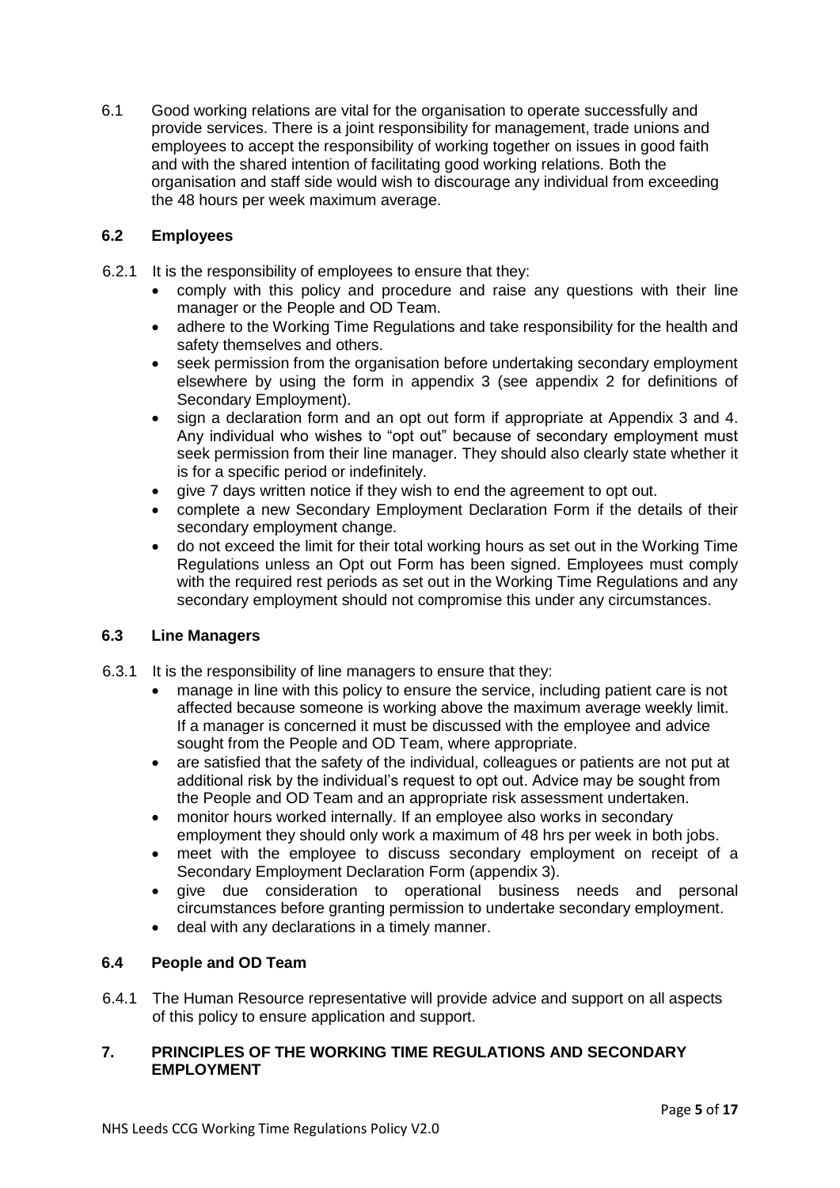6.1 Good working relations are vital for the organisation to operate successfully and provide services. There is a joint responsibility for management, trade unions and employees to accept the responsibility of working together on issues in good faith and with the shared intention of facilitating good working relations. Both the organisation and staff side would wish to discourage any individual from exceeding the 48 hours per week maximum average.

### 6.2 Employees

6.2.1 It is the responsibility of employees to ensure that they:

- comply with this policy and procedure and raise any questions with their line manager or the People and OD Team.
- adhere to the Working Time Regulations and take responsibility for the health and safety themselves and others.
- seek permission from the organisation before undertaking secondary employment elsewhere by using the form in appendix 3 (see appendix 2 for definitions of Secondary Employment).
- sign a declaration form and an opt out form if appropriate at Appendix 3 and 4. Any individual who wishes to "opt out" because of secondary employment must seek permission from their line manager. They should also clearly state whether it is for a specific period or indefinitely.
- give 7 days written notice if they wish to end the agreement to opt out.
- complete a new Secondary Employment Declaration Form if the details of their secondary employment change.
- do not exceed the limit for their total working hours as set out in the Working Time Regulations unless an Opt out Form has been signed. Employees must comply with the required rest periods as set out in the Working Time Regulations and any secondary employment should not compromise this under any circumstances.

### 6.3 Line Managers

6.3.1 It is the responsibility of line managers to ensure that they:

- manage in line with this policy to ensure the service, including patient care is not affected because someone is working above the maximum average weekly limit. If a manager is concerned it must be discussed with the employee and advice sought from the People and OD Team, where appropriate.
- are satisfied that the safety of the individual, colleagues or patients are not put at additional risk by the individual's request to opt out. Advice may be sought from the People and OD Team and an appropriate risk assessment undertaken.
- monitor hours worked internally. If an employee also works in secondary employment they should only work a maximum of 48 hrs per week in both jobs.
- meet with the employee to discuss secondary employment on receipt of a Secondary Employment Declaration Form (appendix 3).
- give due consideration to operational business needs and personal circumstances before granting permission to undertake secondary employment.
- deal with any declarations in a timely manner.

### 6.4 People and OD Team

6.4.1 The Human Resource representative will provide advice and support on all aspects of this policy to ensure application and support.

## 7. PRINCIPLES OF THE WORKING TIME REGULATIONS AND SECONDARY EMPLOYMENT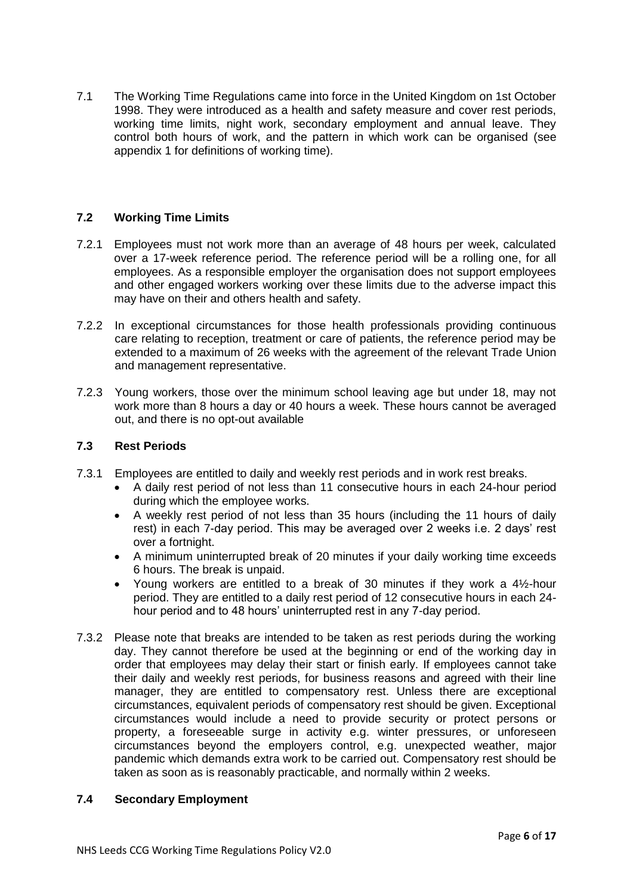7.1 The Working Time Regulations came into force in the United Kingdom on 1st October 1998. They were introduced as a health and safety measure and cover rest periods, working time limits, night work, secondary employment and annual leave. They control both hours of work, and the pattern in which work can be organised (see appendix 1 for definitions of working time).

### 7.2 Working Time Limits

7.2.1 Employees must not work more than an average of 48 hours per week, calculated over a 17-week reference period. The reference period will be a rolling one, for all employees. As a responsible employer the organisation does not support employees and other engaged workers working over these limits due to the adverse impact this may have on their and others health and safety.

7.2.2 In exceptional circumstances for those health professionals providing continuous care relating to reception, treatment or care of patients, the reference period may be extended to a maximum of 26 weeks with the agreement of the relevant Trade Union and management representative.

7.2.3 Young workers, those over the minimum school leaving age but under 18, may not work more than 8 hours a day or 40 hours a week. These hours cannot be averaged out, and there is no opt-out available

### 7.3 Rest Periods

7.3.1 Employees are entitled to daily and weekly rest periods and in work rest breaks.

- A daily rest period of not less than 11 consecutive hours in each 24-hour period during which the employee works.
- A weekly rest period of not less than 35 hours (including the 11 hours of daily rest) in each 7-day period. This may be averaged over 2 weeks i.e. 2 days' rest over a fortnight.
- A minimum uninterrupted break of 20 minutes if your daily working time exceeds 6 hours. The break is unpaid.
- Young workers are entitled to a break of 30 minutes if they work a 4½-hour period. They are entitled to a daily rest period of 12 consecutive hours in each 24-hour period and to 48 hours' uninterrupted rest in any 7-day period.

7.3.2 Please note that breaks are intended to be taken as rest periods during the working day. They cannot therefore be used at the beginning or end of the working day in order that employees may delay their start or finish early. If employees cannot take their daily and weekly rest periods, for business reasons and agreed with their line manager, they are entitled to compensatory rest. Unless there are exceptional circumstances, equivalent periods of compensatory rest should be given. Exceptional circumstances would include a need to provide security or protect persons or property, a foreseeable surge in activity e.g. winter pressures, or unforeseen circumstances beyond the employers control, e.g. unexpected weather, major pandemic which demands extra work to be carried out. Compensatory rest should be taken as soon as is reasonably practicable, and normally within 2 weeks.

### 7.4 Secondary Employment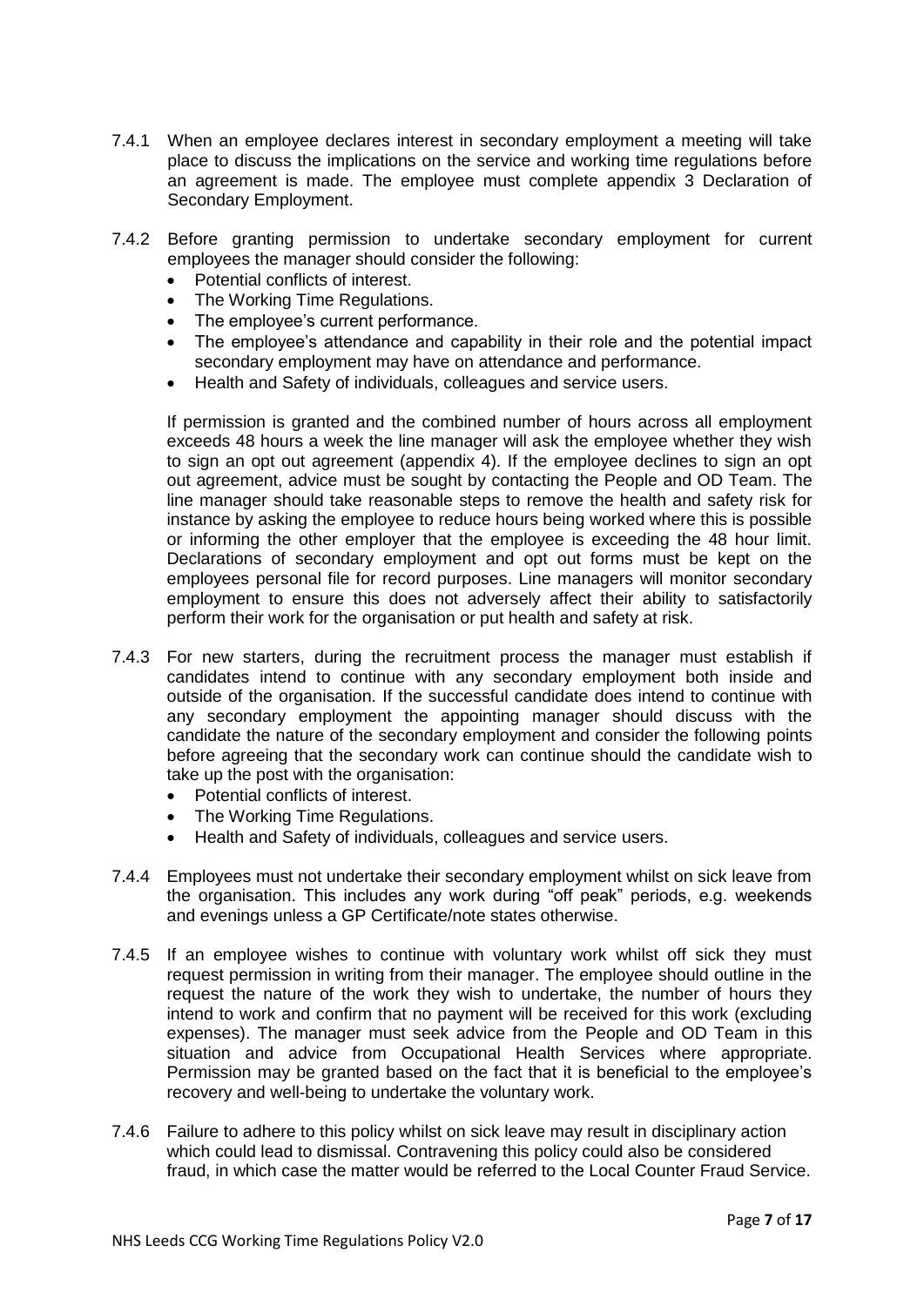7.4.1 When an employee declares interest in secondary employment a meeting will take place to discuss the implications on the service and working time regulations before an agreement is made. The employee must complete appendix 3 Declaration of Secondary Employment.

7.4.2 Before granting permission to undertake secondary employment for current employees the manager should consider the following:

- Potential conflicts of interest.
- The Working Time Regulations.
- The employee's current performance.
- The employee's attendance and capability in their role and the potential impact secondary employment may have on attendance and performance.
- Health and Safety of individuals, colleagues and service users.

If permission is granted and the combined number of hours across all employment exceeds 48 hours a week the line manager will ask the employee whether they wish to sign an opt out agreement (appendix 4). If the employee declines to sign an opt out agreement, advice must be sought by contacting the People and OD Team. The line manager should take reasonable steps to remove the health and safety risk for instance by asking the employee to reduce hours being worked where this is possible or informing the other employer that the employee is exceeding the 48 hour limit. Declarations of secondary employment and opt out forms must be kept on the employees personal file for record purposes. Line managers will monitor secondary employment to ensure this does not adversely affect their ability to satisfactorily perform their work for the organisation or put health and safety at risk.

7.4.3 For new starters, during the recruitment process the manager must establish if candidates intend to continue with any secondary employment both inside and outside of the organisation. If the successful candidate does intend to continue with any secondary employment the appointing manager should discuss with the candidate the nature of the secondary employment and consider the following points before agreeing that the secondary work can continue should the candidate wish to take up the post with the organisation:

- Potential conflicts of interest.
- The Working Time Regulations.
- Health and Safety of individuals, colleagues and service users.

7.4.4 Employees must not undertake their secondary employment whilst on sick leave from the organisation. This includes any work during "off peak" periods, e.g. weekends and evenings unless a GP Certificate/note states otherwise.

7.4.5 If an employee wishes to continue with voluntary work whilst off sick they must request permission in writing from their manager. The employee should outline in the request the nature of the work they wish to undertake, the number of hours they intend to work and confirm that no payment will be received for this work (excluding expenses). The manager must seek advice from the People and OD Team in this situation and advice from Occupational Health Services where appropriate. Permission may be granted based on the fact that it is beneficial to the employee's recovery and well-being to undertake the voluntary work.

7.4.6 Failure to adhere to this policy whilst on sick leave may result in disciplinary action which could lead to dismissal. Contravening this policy could also be considered fraud, in which case the matter would be referred to the Local Counter Fraud Service.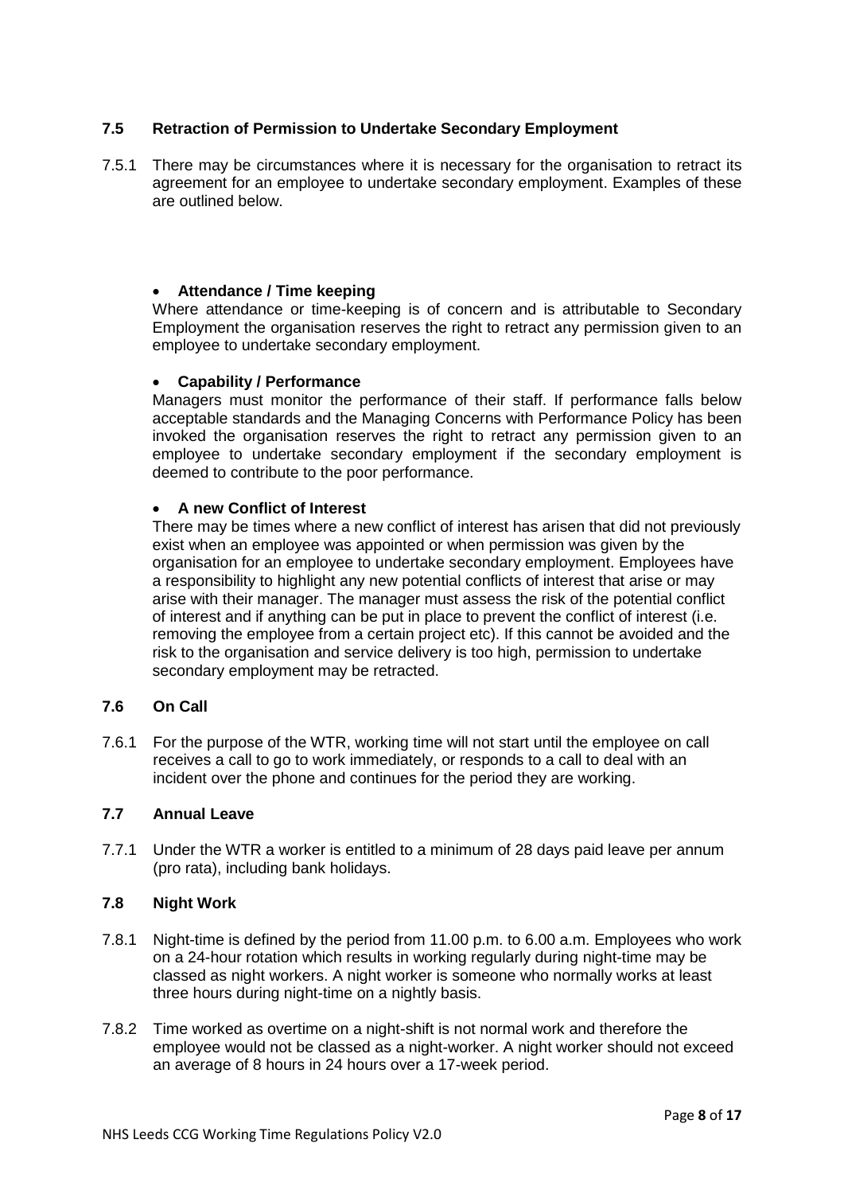### 7.5 Retraction of Permission to Undertake Secondary Employment

7.5.1 There may be circumstances where it is necessary for the organisation to retract its agreement for an employee to undertake secondary employment. Examples of these are outlined below.

- **Attendance / Time keeping**

  Where attendance or time-keeping is of concern and is attributable to Secondary Employment the organisation reserves the right to retract any permission given to an employee to undertake secondary employment.

- **Capability / Performance**

  Managers must monitor the performance of their staff. If performance falls below acceptable standards and the Managing Concerns with Performance Policy has been invoked the organisation reserves the right to retract any permission given to an employee to undertake secondary employment if the secondary employment is deemed to contribute to the poor performance.

- **A new Conflict of Interest**

  There may be times where a new conflict of interest has arisen that did not previously exist when an employee was appointed or when permission was given by the organisation for an employee to undertake secondary employment. Employees have a responsibility to highlight any new potential conflicts of interest that arise or may arise with their manager. The manager must assess the risk of the potential conflict of interest and if anything can be put in place to prevent the conflict of interest (i.e. removing the employee from a certain project etc). If this cannot be avoided and the risk to the organisation and service delivery is too high, permission to undertake secondary employment may be retracted.

### 7.6 On Call

7.6.1 For the purpose of the WTR, working time will not start until the employee on call receives a call to go to work immediately, or responds to a call to deal with an incident over the phone and continues for the period they are working.

### 7.7 Annual Leave

7.7.1 Under the WTR a worker is entitled to a minimum of 28 days paid leave per annum (pro rata), including bank holidays.

### 7.8 Night Work

7.8.1 Night-time is defined by the period from 11.00 p.m. to 6.00 a.m. Employees who work on a 24-hour rotation which results in working regularly during night-time may be classed as night workers. A night worker is someone who normally works at least three hours during night-time on a nightly basis.

7.8.2 Time worked as overtime on a night-shift is not normal work and therefore the employee would not be classed as a night-worker. A night worker should not exceed an average of 8 hours in 24 hours over a 17-week period.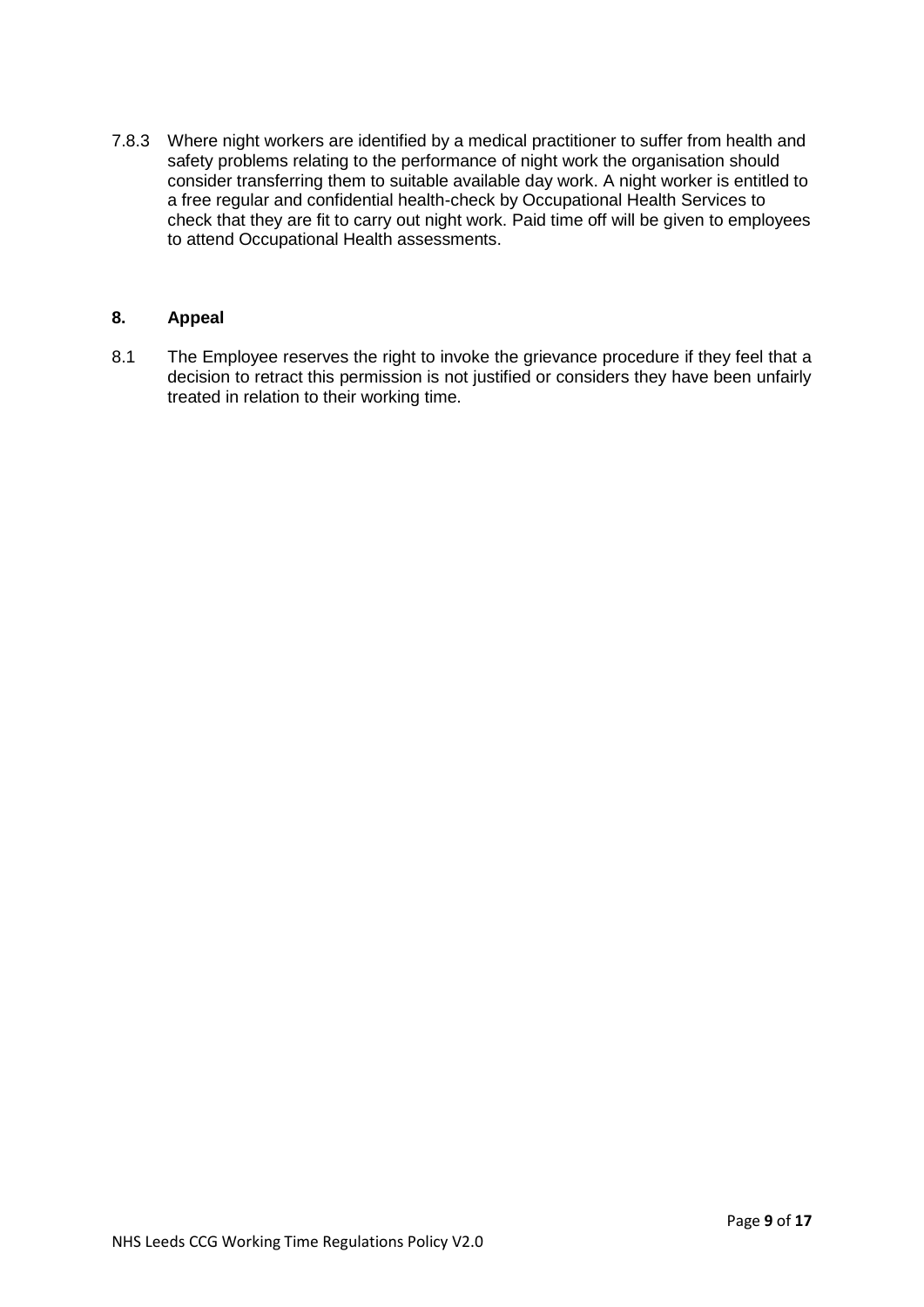7.8.3 Where night workers are identified by a medical practitioner to suffer from health and safety problems relating to the performance of night work the organisation should consider transferring them to suitable available day work. A night worker is entitled to a free regular and confidential health-check by Occupational Health Services to check that they are fit to carry out night work. Paid time off will be given to employees to attend Occupational Health assessments.

## 8. Appeal

8.1 The Employee reserves the right to invoke the grievance procedure if they feel that a decision to retract this permission is not justified or considers they have been unfairly treated in relation to their working time.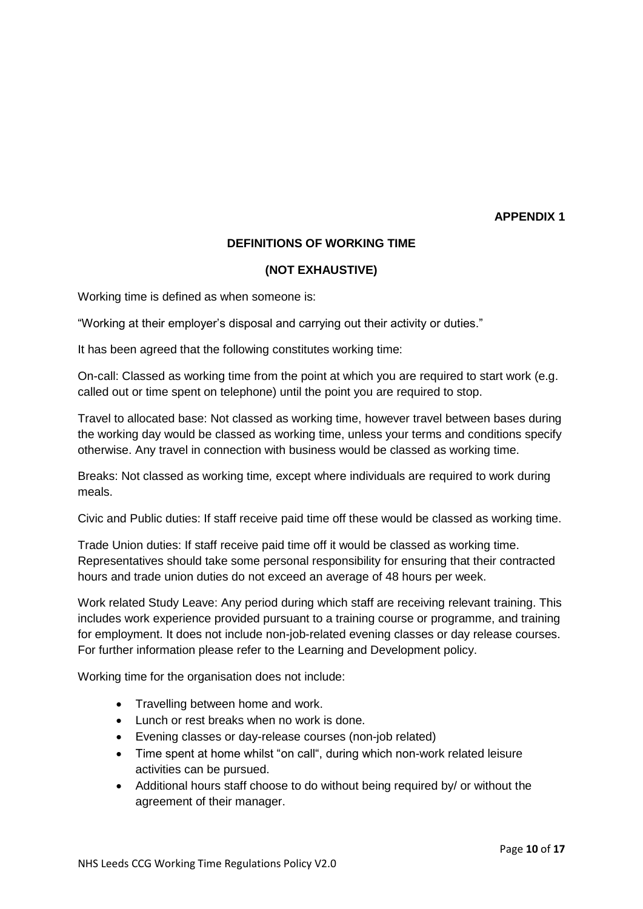**APPENDIX 1**

## DEFINITIONS OF WORKING TIME

### (NOT EXHAUSTIVE)

Working time is defined as when someone is:

"Working at their employer's disposal and carrying out their activity or duties."

It has been agreed that the following constitutes working time:

On-call: Classed as working time from the point at which you are required to start work (e.g. called out or time spent on telephone) until the point you are required to stop.

Travel to allocated base: Not classed as working time, however travel between bases during the working day would be classed as working time, unless your terms and conditions specify otherwise. Any travel in connection with business would be classed as working time.

Breaks: Not classed as working time*,* except where individuals are required to work during meals.

Civic and Public duties: If staff receive paid time off these would be classed as working time.

Trade Union duties: If staff receive paid time off it would be classed as working time. Representatives should take some personal responsibility for ensuring that their contracted hours and trade union duties do not exceed an average of 48 hours per week.

Work related Study Leave: Any period during which staff are receiving relevant training. This includes work experience provided pursuant to a training course or programme, and training for employment. It does not include non-job-related evening classes or day release courses. For further information please refer to the Learning and Development policy.

Working time for the organisation does not include:

- Travelling between home and work.
- Lunch or rest breaks when no work is done.
- Evening classes or day-release courses (non-job related)
- Time spent at home whilst "on call", during which non-work related leisure activities can be pursued.
- Additional hours staff choose to do without being required by/ or without the agreement of their manager.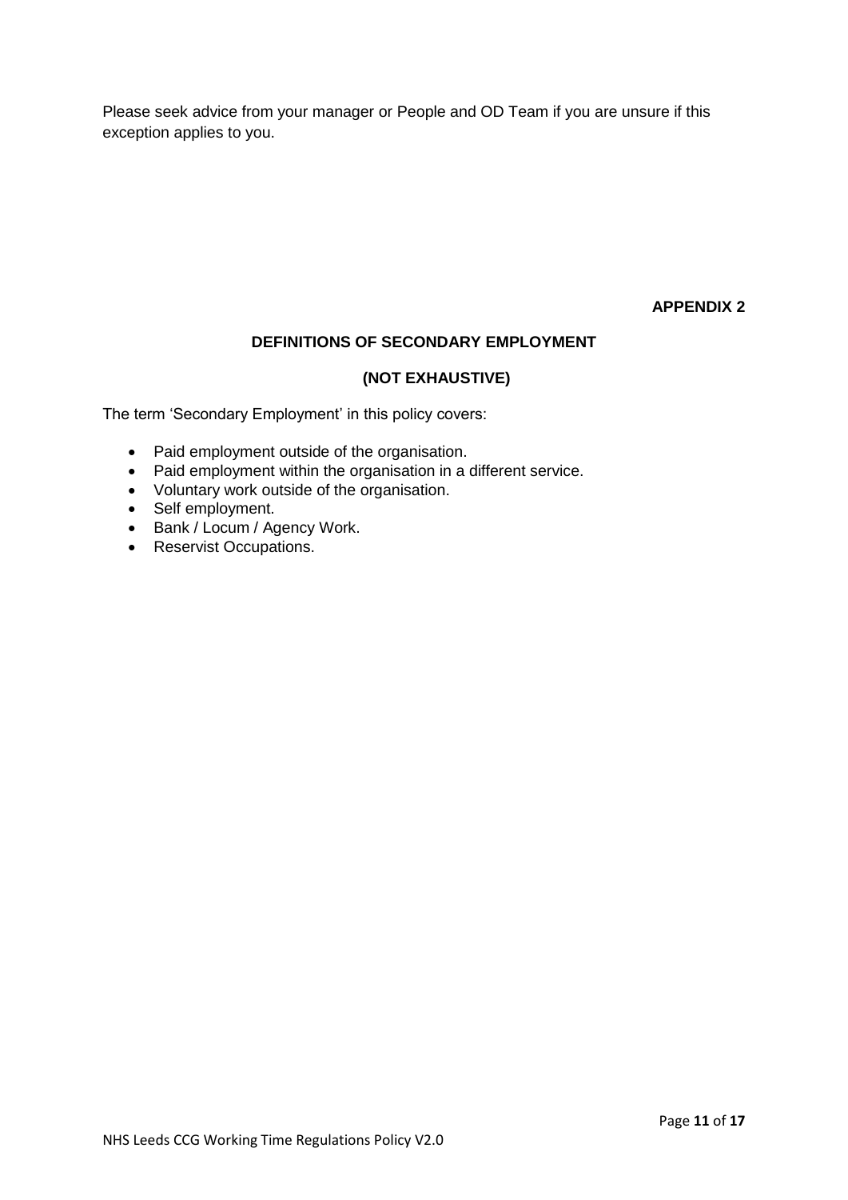Please seek advice from your manager or People and OD Team if you are unsure if this exception applies to you.

**APPENDIX 2**

## DEFINITIONS OF SECONDARY EMPLOYMENT

## (NOT EXHAUSTIVE)

The term 'Secondary Employment' in this policy covers:

- Paid employment outside of the organisation.
- Paid employment within the organisation in a different service.
- Voluntary work outside of the organisation.
- Self employment.
- Bank / Locum / Agency Work.
- Reservist Occupations.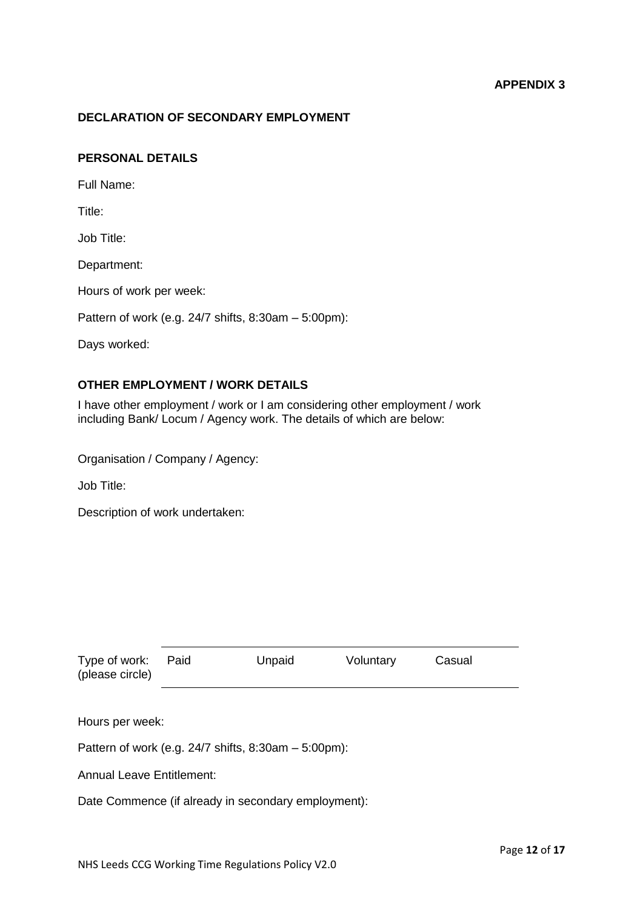**APPENDIX 3**

## DECLARATION OF SECONDARY EMPLOYMENT

### PERSONAL DETAILS

Full Name:

Title:

Job Title:

Department:

Hours of work per week:

Pattern of work (e.g. 24/7 shifts, 8:30am – 5:00pm):

Days worked:

### OTHER EMPLOYMENT / WORK DETAILS

I have other employment / work or I am considering other employment / work including Bank/ Locum / Agency work. The details of which are below:

Organisation / Company / Agency:

Job Title:

Description of work undertaken:

| Type of work: (please circle) | Paid | Unpaid | Voluntary | Casual |
|---|---|---|---|---|

Hours per week:

Pattern of work (e.g. 24/7 shifts, 8:30am – 5:00pm):

Annual Leave Entitlement:

Date Commence (if already in secondary employment):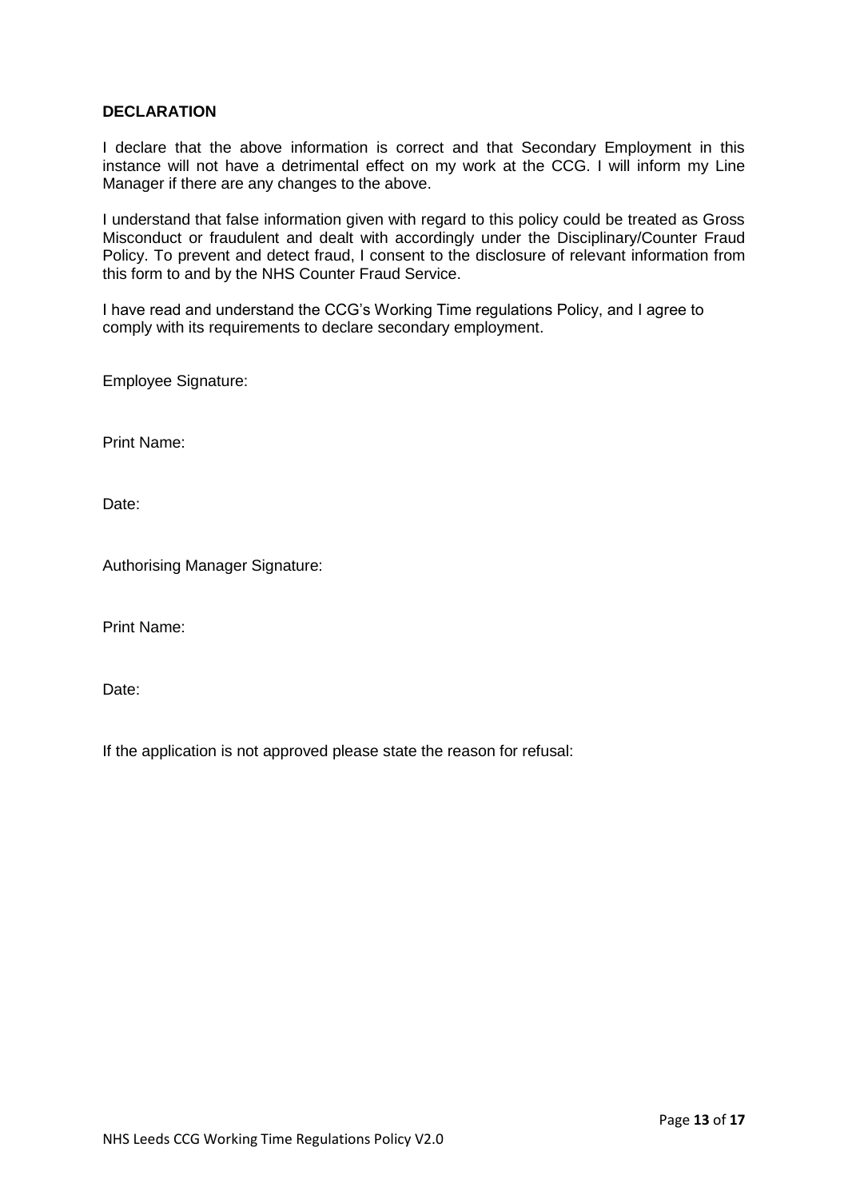**DECLARATION**

I declare that the above information is correct and that Secondary Employment in this instance will not have a detrimental effect on my work at the CCG. I will inform my Line Manager if there are any changes to the above.

I understand that false information given with regard to this policy could be treated as Gross Misconduct or fraudulent and dealt with accordingly under the Disciplinary/Counter Fraud Policy. To prevent and detect fraud, I consent to the disclosure of relevant information from this form to and by the NHS Counter Fraud Service.

I have read and understand the CCG's Working Time regulations Policy, and I agree to comply with its requirements to declare secondary employment.

Employee Signature:

Print Name:

Date:

Authorising Manager Signature:

Print Name:

Date:

If the application is not approved please state the reason for refusal: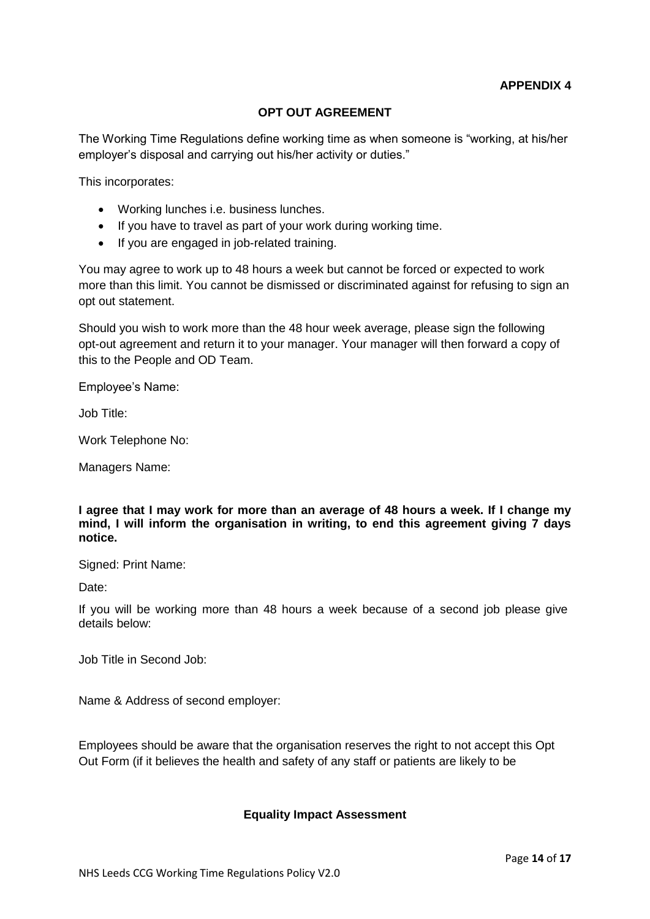**APPENDIX 4**

## OPT OUT AGREEMENT

The Working Time Regulations define working time as when someone is "working, at his/her employer's disposal and carrying out his/her activity or duties."

This incorporates:

- Working lunches i.e. business lunches.
- If you have to travel as part of your work during working time.
- If you are engaged in job-related training.

You may agree to work up to 48 hours a week but cannot be forced or expected to work more than this limit. You cannot be dismissed or discriminated against for refusing to sign an opt out statement.

Should you wish to work more than the 48 hour week average, please sign the following opt-out agreement and return it to your manager. Your manager will then forward a copy of this to the People and OD Team.

Employee's Name:

Job Title:

Work Telephone No:

Managers Name:

**I agree that I may work for more than an average of 48 hours a week. If I change my mind, I will inform the organisation in writing, to end this agreement giving 7 days notice.**

Signed: Print Name:

Date:

If you will be working more than 48 hours a week because of a second job please give details below:

Job Title in Second Job:

Name & Address of second employer:

Employees should be aware that the organisation reserves the right to not accept this Opt Out Form (if it believes the health and safety of any staff or patients are likely to be

## Equality Impact Assessment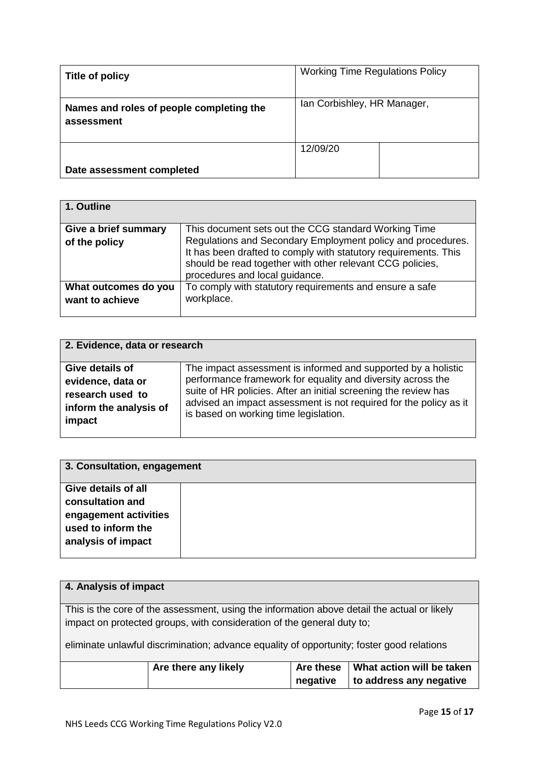| Title of policy | Working Time Regulations Policy | |
|---|---|---|
| **Names and roles of people completing the assessment** | Ian Corbishley, HR Manager, | |
| **Date assessment completed** | 12/09/20 | |

| **1. Outline** | |
|---|---|
| **Give a brief summary of the policy** | This document sets out the CCG standard Working Time Regulations and Secondary Employment policy and procedures. It has been drafted to comply with statutory requirements. This should be read together with other relevant CCG policies, procedures and local guidance. |
| **What outcomes do you want to achieve** | To comply with statutory requirements and ensure a safe workplace. |

| **2. Evidence, data or research** | |
|---|---|
| **Give details of evidence, data or research used to inform the analysis of impact** | The impact assessment is informed and supported by a holistic performance framework for equality and diversity across the suite of HR policies. After an initial screening the review has advised an impact assessment is not required for the policy as it is based on working time legislation. |

| **3. Consultation, engagement** | |
|---|---|
| **Give details of all consultation and engagement activities used to inform the analysis of impact** | |

**4. Analysis of impact**

This is the core of the assessment, using the information above detail the actual or likely impact on protected groups, with consideration of the general duty to;

eliminate unlawful discrimination; advance equality of opportunity; foster good relations

| | **Are there any likely** | **Are these negative** | **What action will be taken to address any negative** |
|---|---|---|---|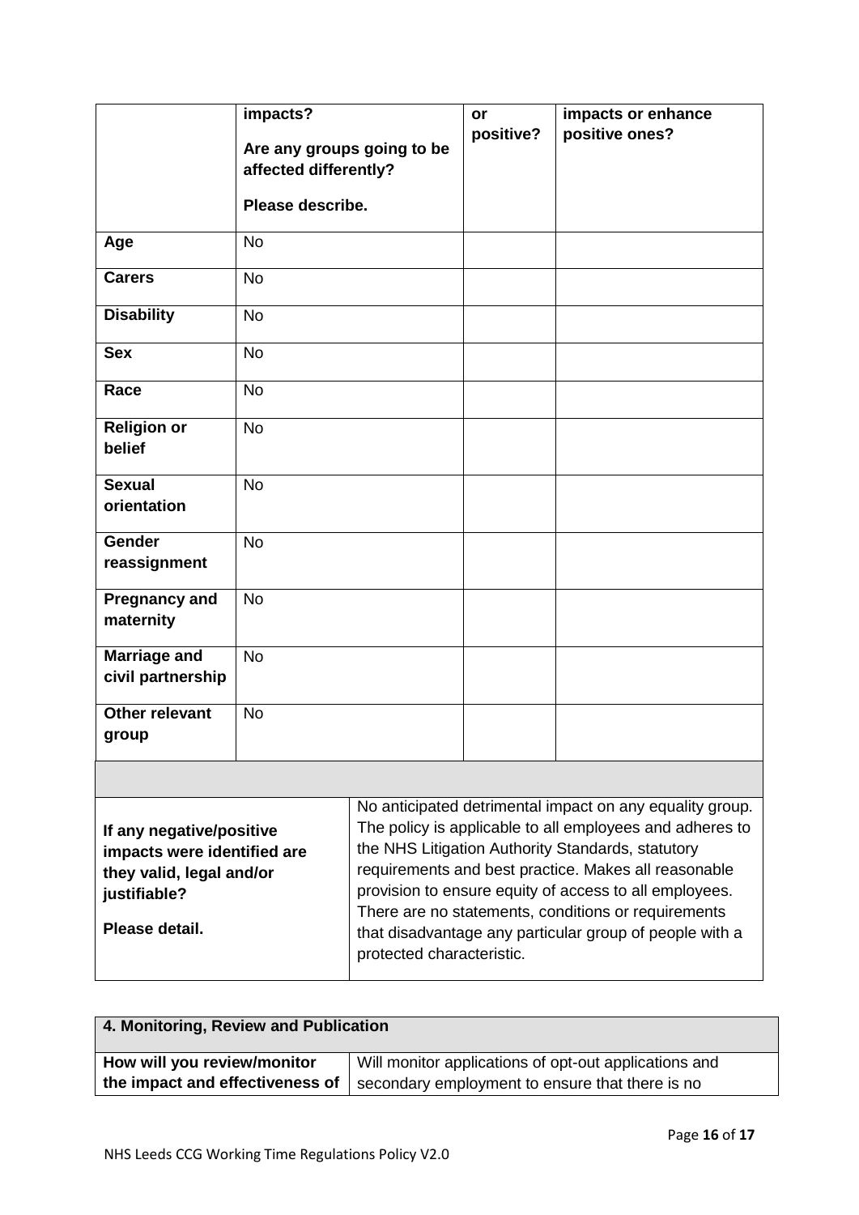| | impacts?<br><br>Are any groups going to be affected differently?<br><br>Please describe. | or positive? | impacts or enhance positive ones? |
|---|---|---|---|
| **Age** | No | | |
| **Carers** | No | | |
| **Disability** | No | | |
| **Sex** | No | | |
| **Race** | No | | |
| **Religion or belief** | No | | |
| **Sexual orientation** | No | | |
| **Gender reassignment** | No | | |
| **Pregnancy and maternity** | No | | |
| **Marriage and civil partnership** | No | | |
| **Other relevant group** | No | | |

| | |
|---|---|
| **If any negative/positive impacts were identified are they valid, legal and/or justifiable?**<br><br>**Please detail.** | No anticipated detrimental impact on any equality group. The policy is applicable to all employees and adheres to the NHS Litigation Authority Standards, statutory requirements and best practice. Makes all reasonable provision to ensure equity of access to all employees. There are no statements, conditions or requirements that disadvantage any particular group of people with a protected characteristic. |

| **4. Monitoring, Review and Publication** | |
|---|---|
| **How will you review/monitor the impact and effectiveness of** | Will monitor applications of opt-out applications and secondary employment to ensure that there is no |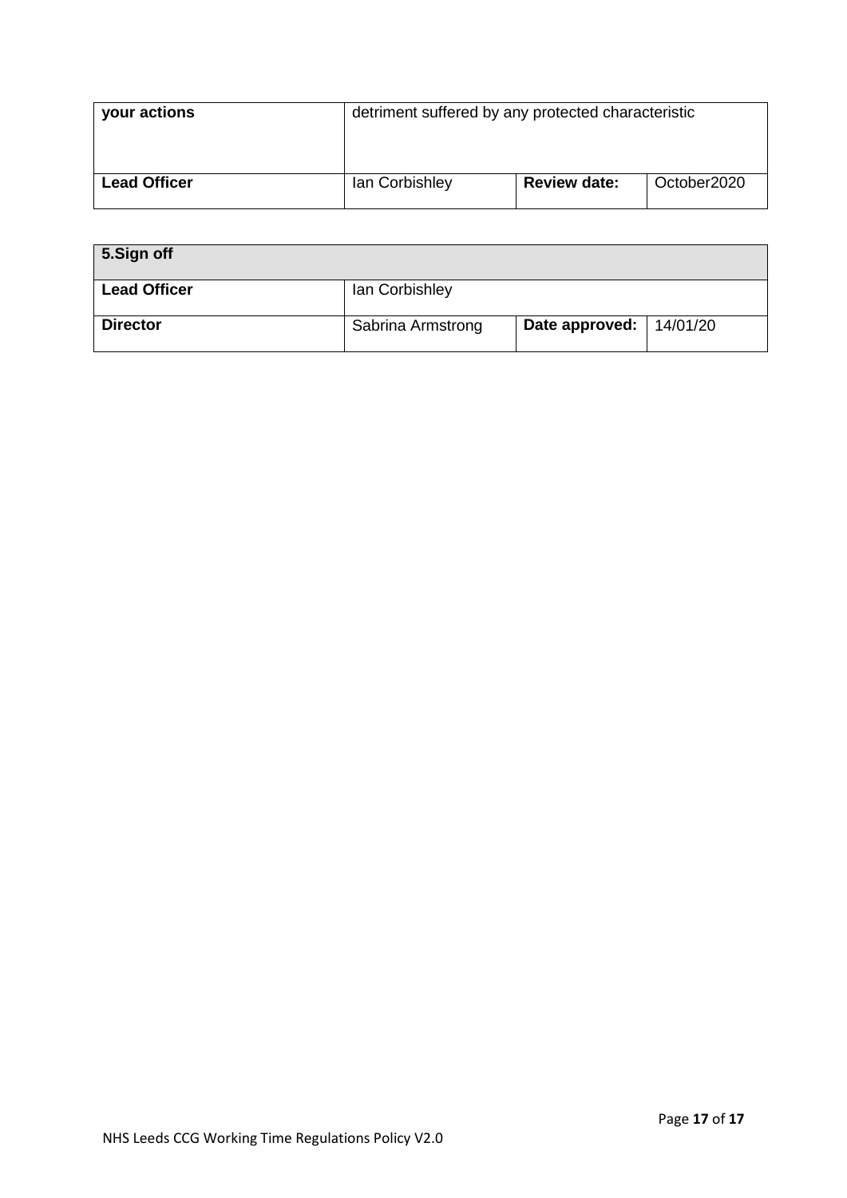| | | | |
|---|---|---|---|
| **your actions** | detriment suffered by any protected characteristic | | |
| **Lead Officer** | Ian Corbishley | **Review date:** | October2020 |

| **5.Sign off** | | | |
|---|---|---|---|
| **Lead Officer** | Ian Corbishley | | |
| **Director** | Sabrina Armstrong | **Date approved:** | 14/01/20 |